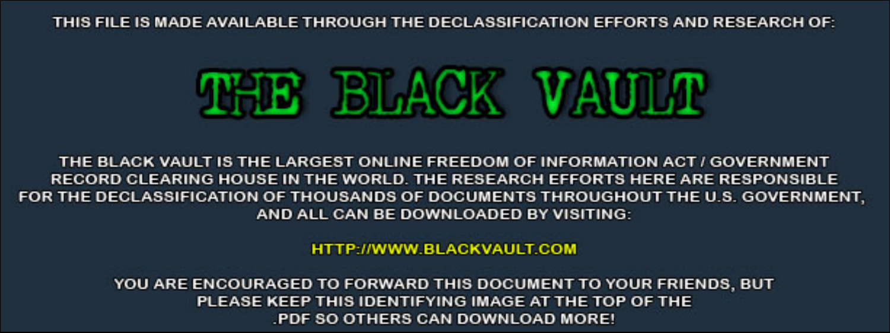THIS FILE IS MADE AVAILABLE THROUGH THE DECLASSIFICATION EFFORTS AND RESEARCH OF:

# THE BLACK VAULT

THE BLACK VAULT IS THE LARGEST ONLINE FREEDOM OF INFORMATION ACT / GOVERNMENT RECORD CLEARING HOUSE IN THE WORLD. THE RESEARCH EFFORTS HERE ARE RESPONSIBLE FOR THE DECLASSIFICATION OF THOUSANDS OF DOCUMENTS THROUGHOUT THE U.S. GOVERNMENT, AND ALL CAN BE DOWNLOADED BY VISITING:

HTTP://WWW.BLACKVAULT.COM

YOU ARE ENCOURAGED TO FORWARD THIS DOCUMENT TO YOUR FRIENDS, BUT PLEASE KEEP THIS IDENTIFYING IMAGE AT THE TOP OF THE .PDF SO OTHERS CAN DOWNLOAD MORE!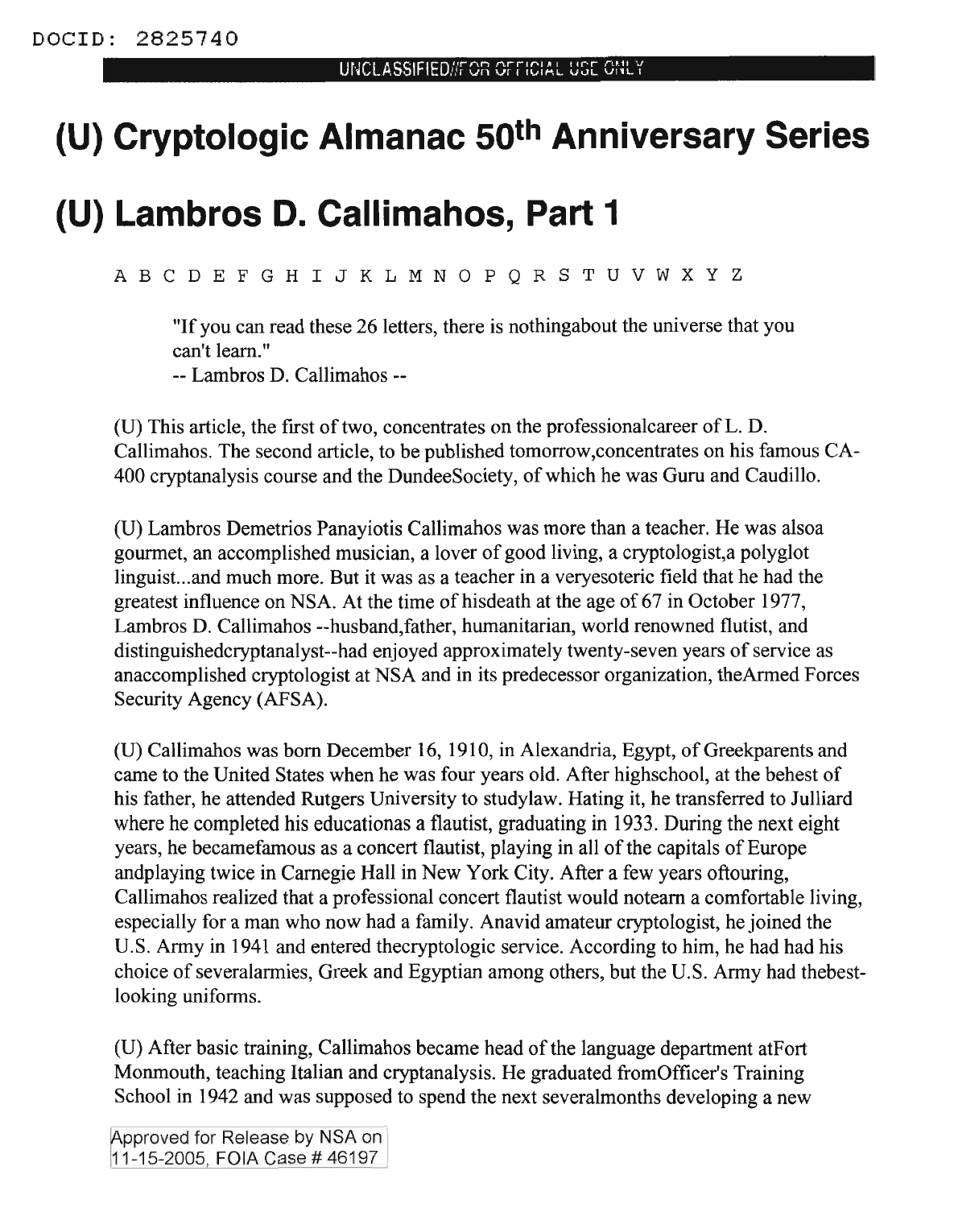# (U) Cryptologic Almanac 50th Anniversary Series

# (U) Lambros D. Callimahos, Part 1

A B C D E F G H I J K L M N O P Q R S T U V W X Y Z

> "If you can read these 26 letters, there is nothingabout the universe that you can't learn."
> -- Lambros D. Callimahos --

(U) This article, the first of two, concentrates on the professionalcareer of L. D. Callimahos. The second article, to be published tomorrow,concentrates on his famous CA-400 cryptanalysis course and the DundeeSociety, of which he was Guru and Caudillo.

(U) Lambros Demetrios Panayiotis Callimahos was more than a teacher. He was alsoa gourmet, an accomplished musician, a lover of good living, a cryptologist,a polyglot linguist...and much more. But it was as a teacher in a veryesoteric field that he had the greatest influence on NSA. At the time of hisdeath at the age of 67 in October 1977, Lambros D. Callimahos --husband,father, humanitarian, world renowned flutist, and distinguishedcryptanalyst--had enjoyed approximately twenty-seven years of service as anaccomplished cryptologist at NSA and in its predecessor organization, theArmed Forces Security Agency (AFSA).

(U) Callimahos was born December 16, 1910, in Alexandria, Egypt, of Greekparents and came to the United States when he was four years old. After highschool, at the behest of his father, he attended Rutgers University to studylaw. Hating it, he transferred to Julliard where he completed his educationas a flautist, graduating in 1933. During the next eight years, he becamefamous as a concert flautist, playing in all of the capitals of Europe andplaying twice in Carnegie Hall in New York City. After a few years oftouring, Callimahos realized that a professional concert flautist would notearn a comfortable living, especially for a man who now had a family. Anavid amateur cryptologist, he joined the U.S. Army in 1941 and entered thecryptologic service. According to him, he had had his choice of severalarmies, Greek and Egyptian among others, but the U.S. Army had thebest-looking uniforms.

(U) After basic training, Callimahos became head of the language department atFort Monmouth, teaching Italian and cryptanalysis. He graduated fromOfficer's Training School in 1942 and was supposed to spend the next severalmonths developing a new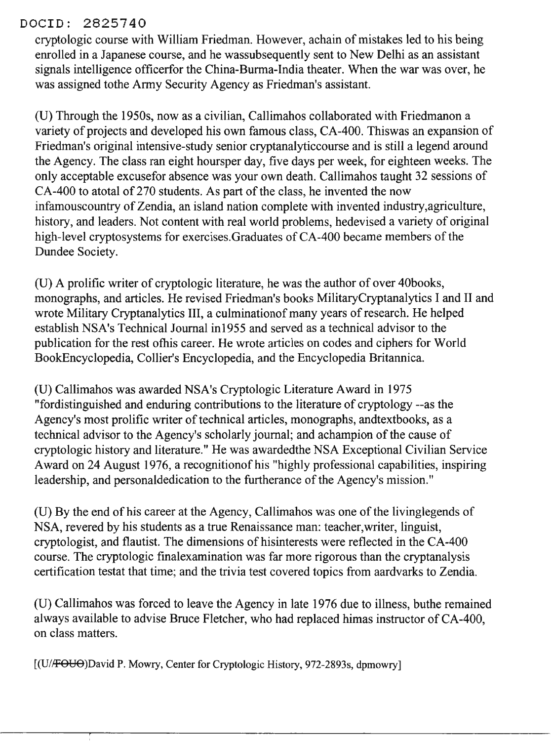cryptologic course with William Friedman. However, achain of mistakes led to his being enrolled in a Japanese course, and he wassubsequently sent to New Delhi as an assistant signals intelligence officerfor the China-Burma-India theater. When the war was over, he was assigned tothe Army Security Agency as Friedman's assistant.

(U) Through the 1950s, now as a civilian, Callimahos collaborated with Friedmanon a variety of projects and developed his own famous class, CA-400. Thiswas an expansion of Friedman's original intensive-study senior cryptanalyticcourse and is still a legend around the Agency. The class ran eight hoursper day, five days per week, for eighteen weeks. The only acceptable excusefor absence was your own death. Callimahos taught 32 sessions of CA-400 to atotal of 270 students. As part of the class, he invented the now infamouscountry of Zendia, an island nation complete with invented industry,agriculture, history, and leaders. Not content with real world problems, hedevised a variety of original high-level cryptosystems for exercises.Graduates of CA-400 became members of the Dundee Society.

(U) A prolific writer of cryptologic literature, he was the author of over 40books, monographs, and articles. He revised Friedman's books MilitaryCryptanalytics I and II and wrote Military Cryptanalytics III, a culminationof many years of research. He helped establish NSA's Technical Journal in1955 and served as a technical advisor to the publication for the rest ofhis career. He wrote articles on codes and ciphers for World BookEncyclopedia, Collier's Encyclopedia, and the Encyclopedia Britannica.

(U) Callimahos was awarded NSA's Cryptologic Literature Award in 1975 "fordistinguished and enduring contributions to the literature of cryptology --as the Agency's most prolific writer of technical articles, monographs, andtextbooks, as a technical advisor to the Agency's scholarly journal; and achampion of the cause of cryptologic history and literature." He was awardedthe NSA Exceptional Civilian Service Award on 24 August 1976, a recognitionof his "highly professional capabilities, inspiring leadership, and personaldedication to the furtherance of the Agency's mission."

(U) By the end of his career at the Agency, Callimahos was one of the livinglegends of NSA, revered by his students as a true Renaissance man: teacher,writer, linguist, cryptologist, and flautist. The dimensions of hisinterests were reflected in the CA-400 course. The cryptologic finalexamination was far more rigorous than the cryptanalysis certification testat that time; and the trivia test covered topics from aardvarks to Zendia.

(U) Callimahos was forced to leave the Agency in late 1976 due to illness, buthe remained always available to advise Bruce Fletcher, who had replaced himas instructor of CA-400, on class matters.

[(U/~~FOUO~~)David P. Mowry, Center for Cryptologic History, 972-2893s, dpmowry]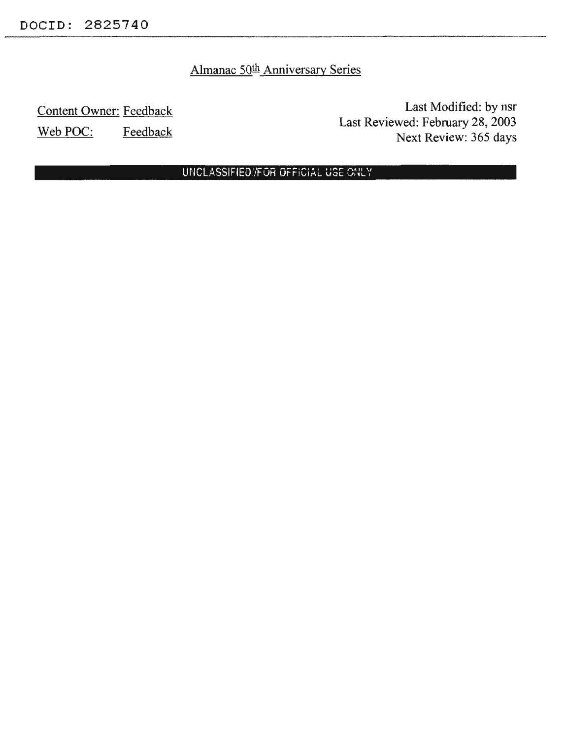DOCID: 2825740

Almanac 50th Anniversary Series

Content Owner: Feedback

Web POC: Feedback

Last Modified: by nsr

Last Reviewed: February 28, 2003

Next Review: 365 days

UNCLASSIFIED//FOR OFFICIAL USE ONLY